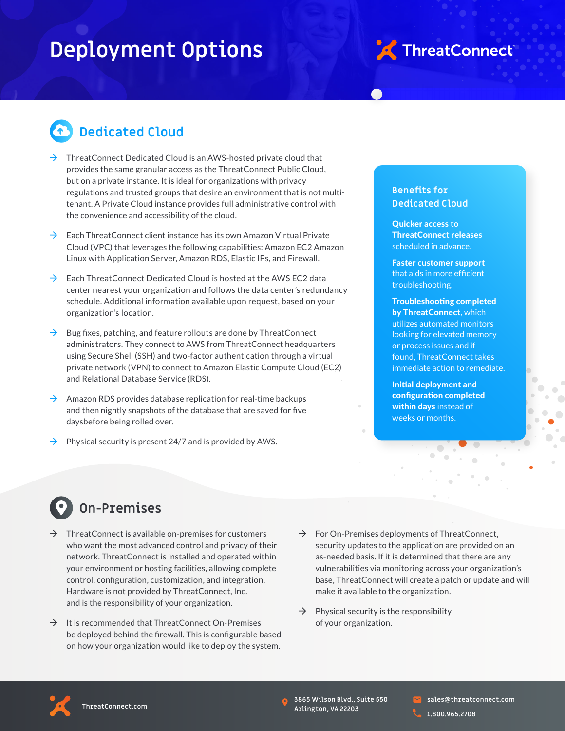# Deployment Options

## Dedicated Cloud

- ThreatConnect Dedicated Cloud is an AWS-hosted private cloud that provides the same granular access as the ThreatConnect Public Cloud, but on a private instance. It is ideal for organizations with privacy regulations and trusted groups that desire an environment that is not multi-tenant. A Private Cloud instance provides full administrative control with the convenience and accessibility of the cloud.
- Each ThreatConnect client instance has its own Amazon Virtual Private Cloud (VPC) that leverages the following capabilities: Amazon EC2 Amazon Linux with Application Server, Amazon RDS, Elastic IPs, and Firewall.
- Each ThreatConnect Dedicated Cloud is hosted at the AWS EC2 data center nearest your organization and follows the data center's redundancy schedule. Additional information available upon request, based on your organization's location.
- Bug fixes, patching, and feature rollouts are done by ThreatConnect administrators. They connect to AWS from ThreatConnect headquarters using Secure Shell (SSH) and two-factor authentication through a virtual private network (VPN) to connect to Amazon Elastic Compute Cloud (EC2) and Relational Database Service (RDS).
- Amazon RDS provides database replication for real-time backups and then nightly snapshots of the database that are saved for five daysbefore being rolled over.
- Physical security is present 24/7 and is provided by AWS.

### Benefits for Dedicated Cloud

**Quicker access to ThreatConnect releases** scheduled in advance.

**Faster customer support** that aids in more efficient troubleshooting.

**Troubleshooting completed by ThreatConnect**, which utilizes automated monitors looking for elevated memory or process issues and if found, ThreatConnect takes immediate action to remediate.

**Initial deployment and configuration completed within days** instead of weeks or months.

## On-Premises

- ThreatConnect is available on-premises for customers who want the most advanced control and privacy of their network. ThreatConnect is installed and operated within your environment or hosting facilities, allowing complete control, configuration, customization, and integration. Hardware is not provided by ThreatConnect, Inc. and is the responsibility of your organization.
- It is recommended that ThreatConnect On-Premises be deployed behind the firewall. This is configurable based on how your organization would like to deploy the system.
- For On-Premises deployments of ThreatConnect, security updates to the application are provided on an as-needed basis. If it is determined that there are any vulnerabilities via monitoring across your organization's base, ThreatConnect will create a patch or update and will make it available to the organization.
- Physical security is the responsibility of your organization.

ThreatConnect.com

3865 Wilson Blvd., Suite 550
Arlington, VA 22203

sales@threatconnect.com
1.800.965.2708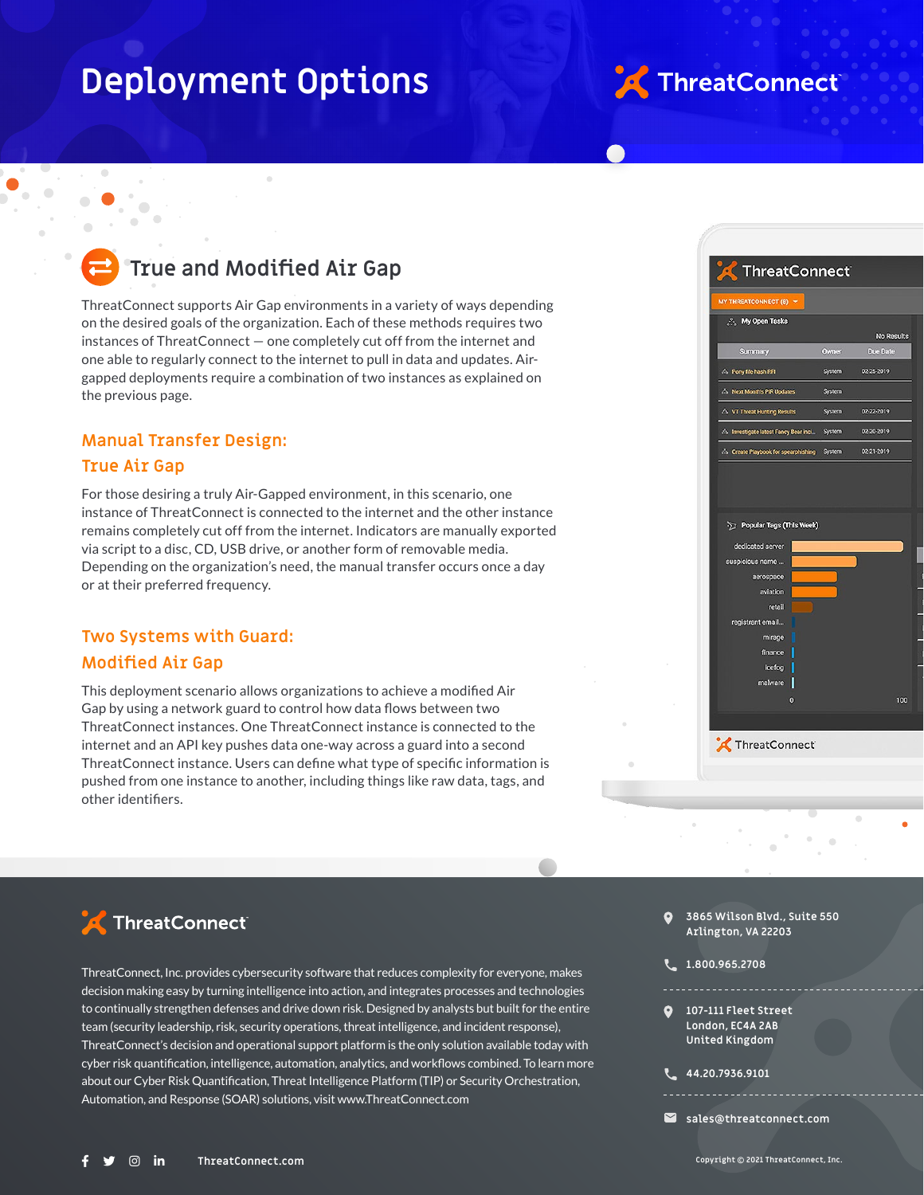# Deployment Options

## True and Modified Air Gap

ThreatConnect supports Air Gap environments in a variety of ways depending on the desired goals of the organization. Each of these methods requires two instances of ThreatConnect — one completely cut off from the internet and one able to regularly connect to the internet to pull in data and updates. Air-gapped deployments require a combination of two instances as explained on the previous page.

### Manual Transfer Design: True Air Gap

For those desiring a truly Air-Gapped environment, in this scenario, one instance of ThreatConnect is connected to the internet and the other instance remains completely cut off from the internet. Indicators are manually exported via script to a disc, CD, USB drive, or another form of removable media. Depending on the organization's need, the manual transfer occurs once a day or at their preferred frequency.

### Two Systems with Guard: Modified Air Gap

This deployment scenario allows organizations to achieve a modified Air Gap by using a network guard to control how data flows between two ThreatConnect instances. One ThreatConnect instance is connected to the internet and an API key pushes data one-way across a guard into a second ThreatConnect instance. Users can define what type of specific information is pushed from one instance to another, including things like raw data, tags, and other identifiers.

---

**ThreatConnect**

ThreatConnect, Inc. provides cybersecurity software that reduces complexity for everyone, makes decision making easy by turning intelligence into action, and integrates processes and technologies to continually strengthen defenses and drive down risk. Designed by analysts but built for the entire team (security leadership, risk, security operations, threat intelligence, and incident response), ThreatConnect's decision and operational support platform is the only solution available today with cyber risk quantification, intelligence, automation, analytics, and workflows combined. To learn more about our Cyber Risk Quantification, Threat Intelligence Platform (TIP) or Security Orchestration, Automation, and Response (SOAR) solutions, visit www.ThreatConnect.com

3865 Wilson Blvd., Suite 550
Arlington, VA 22203

1.800.965.2708

107-111 Fleet Street
London, EC4A 2AB
United Kingdom

44.20.7936.9101

sales@threatconnect.com

ThreatConnect.com

Copyright © 2021 ThreatConnect, Inc.